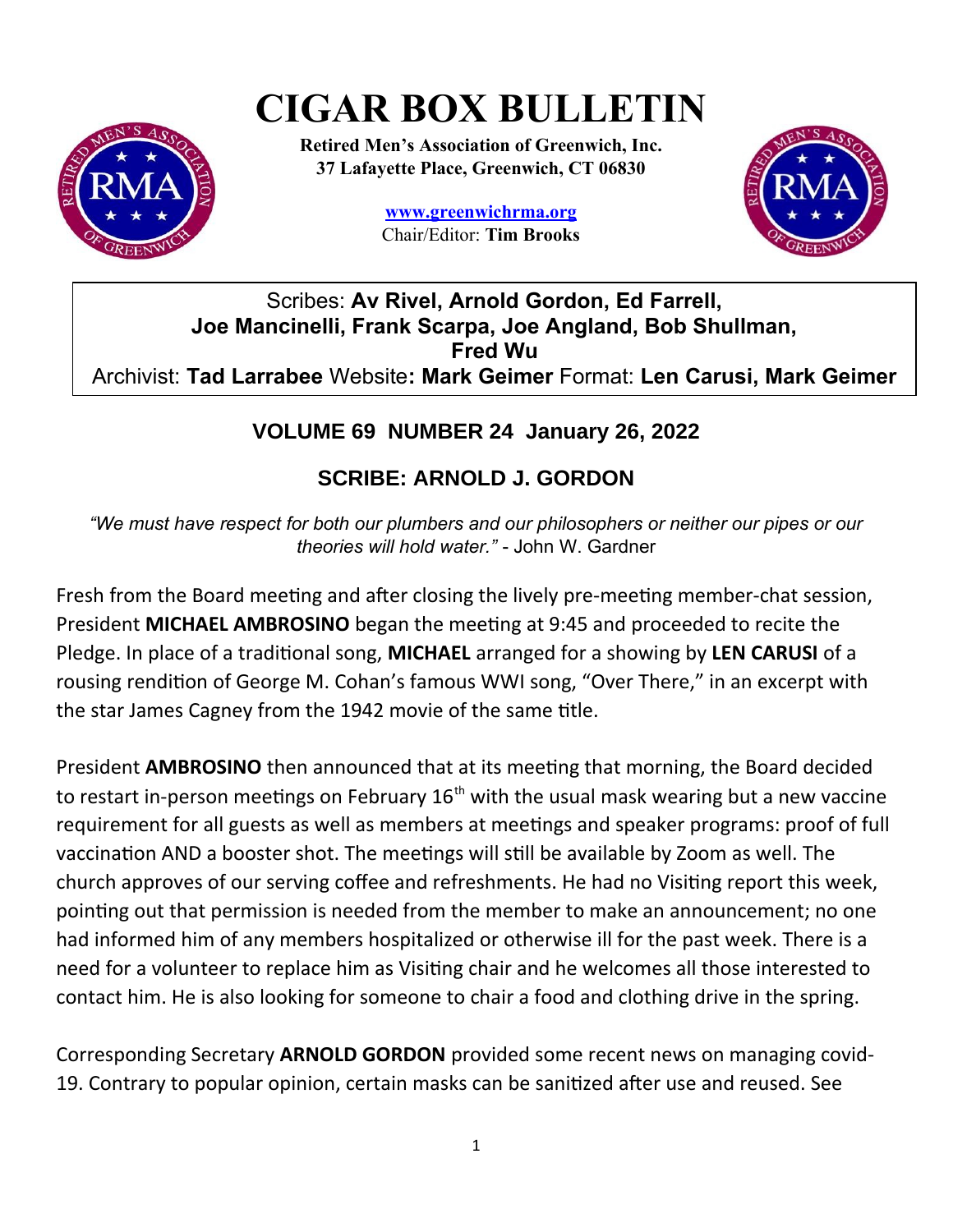# CIGAR BOX BULLETIN

**Retired Men's Association of Greenwich, Inc.**
**37 Lafayette Place, Greenwich, CT 06830**

**www.greenwichrma.org**
Chair/Editor: **Tim Brooks**

Scribes: **Av Rivel, Arnold Gordon, Ed Farrell, Joe Mancinelli, Frank Scarpa, Joe Angland, Bob Shullman, Fred Wu**
Archivist: **Tad Larrabee** Website**: Mark Geimer** Format: **Len Carusi, Mark Geimer**

### VOLUME 69 NUMBER 24 January 26, 2022

### SCRIBE: ARNOLD J. GORDON

*"We must have respect for both our plumbers and our philosophers or neither our pipes or our theories will hold water."* - John W. Gardner

Fresh from the Board meeting and after closing the lively pre-meeting member-chat session, President **MICHAEL AMBROSINO** began the meeting at 9:45 and proceeded to recite the Pledge. In place of a traditional song, **MICHAEL** arranged for a showing by **LEN CARUSI** of a rousing rendition of George M. Cohan's famous WWI song, "Over There," in an excerpt with the star James Cagney from the 1942 movie of the same title.

President **AMBROSINO** then announced that at its meeting that morning, the Board decided to restart in-person meetings on February 16th with the usual mask wearing but a new vaccine requirement for all guests as well as members at meetings and speaker programs: proof of full vaccination AND a booster shot. The meetings will still be available by Zoom as well. The church approves of our serving coffee and refreshments. He had no Visiting report this week, pointing out that permission is needed from the member to make an announcement; no one had informed him of any members hospitalized or otherwise ill for the past week. There is a need for a volunteer to replace him as Visiting chair and he welcomes all those interested to contact him. He is also looking for someone to chair a food and clothing drive in the spring.

Corresponding Secretary **ARNOLD GORDON** provided some recent news on managing covid-19. Contrary to popular opinion, certain masks can be sanitized after use and reused. See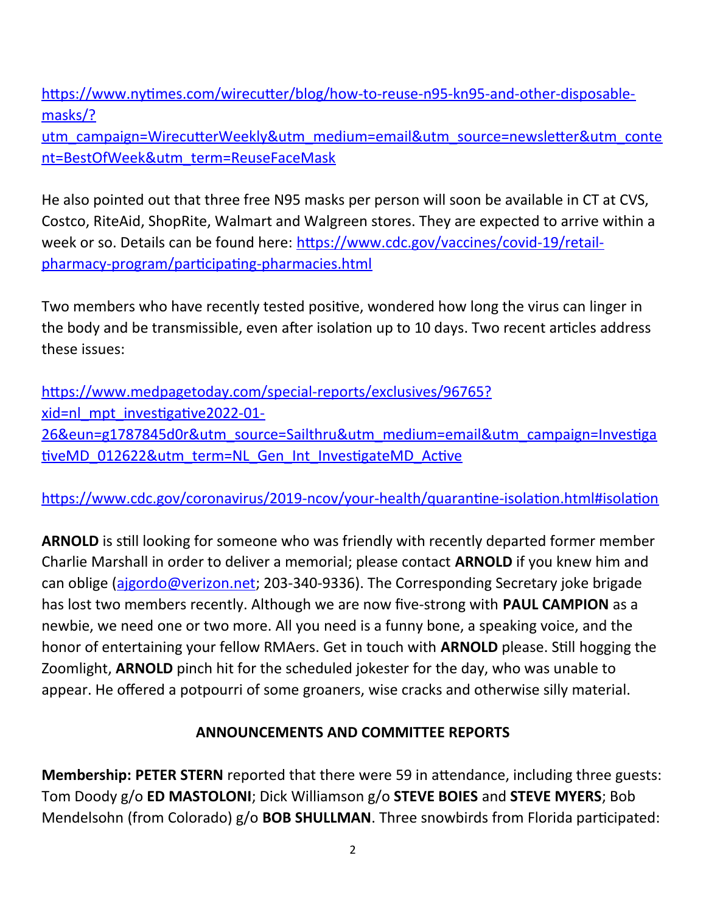https://www.nytimes.com/wirecutter/blog/how-to-reuse-n95-kn95-and-other-disposable-masks/?utm_campaign=WirecutterWeekly&utm_medium=email&utm_source=newsletter&utm_content=BestOfWeek&utm_term=ReuseFaceMask

He also pointed out that three free N95 masks per person will soon be available in CT at CVS, Costco, RiteAid, ShopRite, Walmart and Walgreen stores. They are expected to arrive within a week or so. Details can be found here: https://www.cdc.gov/vaccines/covid-19/retail-pharmacy-program/participating-pharmacies.html

Two members who have recently tested positive, wondered how long the virus can linger in the body and be transmissible, even after isolation up to 10 days. Two recent articles address these issues:

https://www.medpagetoday.com/special-reports/exclusives/96765?xid=nl_mpt_investigative2022-01-26&eun=g1787845d0r&utm_source=Sailthru&utm_medium=email&utm_campaign=InvestigativeMD_012622&utm_term=NL_Gen_Int_InvestigateMD_Active

https://www.cdc.gov/coronavirus/2019-ncov/your-health/quarantine-isolation.html#isolation

**ARNOLD** is still looking for someone who was friendly with recently departed former member Charlie Marshall in order to deliver a memorial; please contact **ARNOLD** if you knew him and can oblige (ajgordo@verizon.net; 203-340-9336). The Corresponding Secretary joke brigade has lost two members recently. Although we are now five-strong with **PAUL CAMPION** as a newbie, we need one or two more. All you need is a funny bone, a speaking voice, and the honor of entertaining your fellow RMAers. Get in touch with **ARNOLD** please. Still hogging the Zoomlight, **ARNOLD** pinch hit for the scheduled jokester for the day, who was unable to appear. He offered a potpourri of some groaners, wise cracks and otherwise silly material.

## ANNOUNCEMENTS AND COMMITTEE REPORTS

**Membership: PETER STERN** reported that there were 59 in attendance, including three guests: Tom Doody g/o **ED MASTOLONI**; Dick Williamson g/o **STEVE BOIES** and **STEVE MYERS**; Bob Mendelsohn (from Colorado) g/o **BOB SHULLMAN**. Three snowbirds from Florida participated: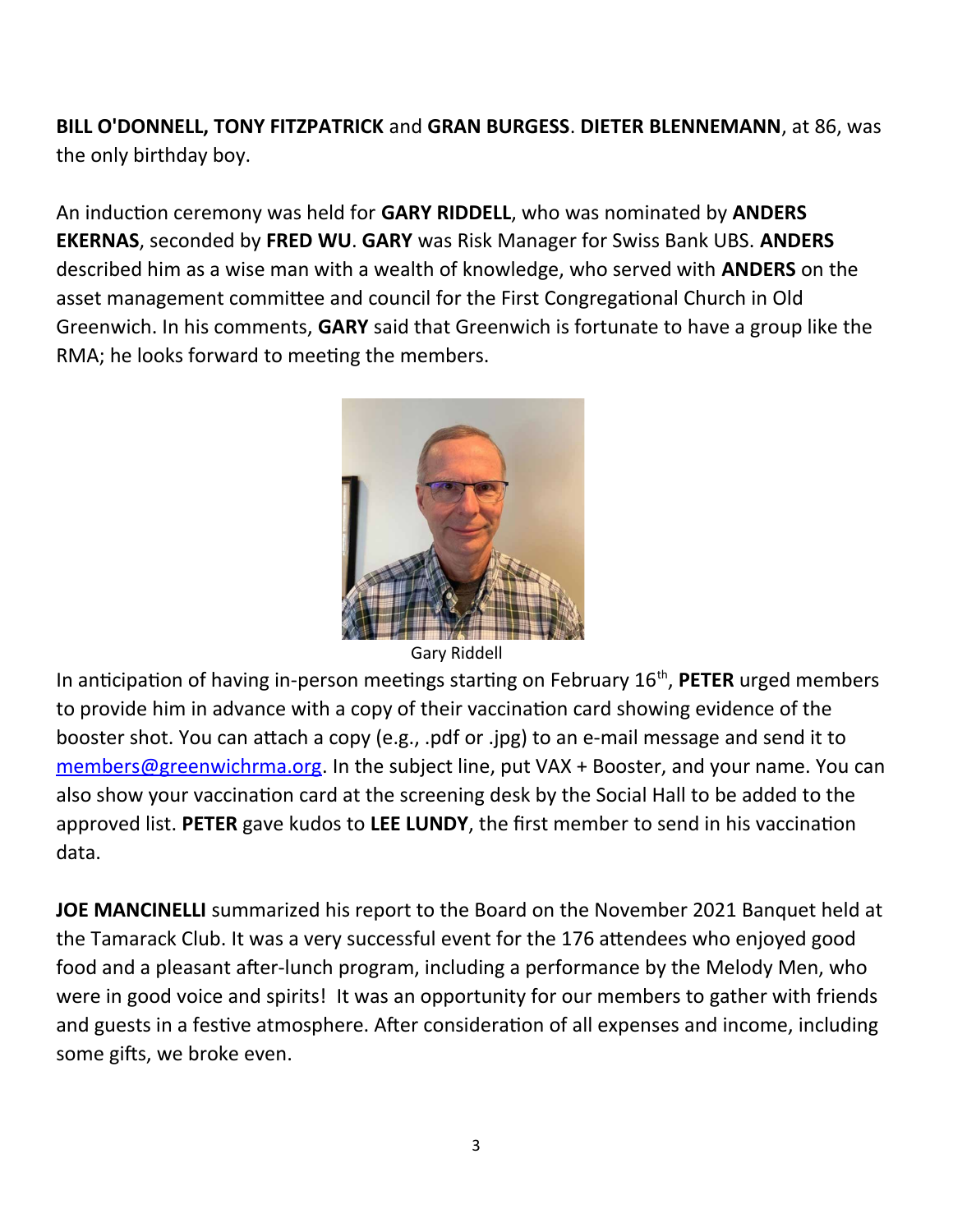**BILL O'DONNELL, TONY FITZPATRICK** and **GRAN BURGESS**. **DIETER BLENNEMANN**, at 86, was the only birthday boy.

An induction ceremony was held for **GARY RIDDELL**, who was nominated by **ANDERS EKERNAS**, seconded by **FRED WU**. **GARY** was Risk Manager for Swiss Bank UBS. **ANDERS** described him as a wise man with a wealth of knowledge, who served with **ANDERS** on the asset management committee and council for the First Congregational Church in Old Greenwich. In his comments, **GARY** said that Greenwich is fortunate to have a group like the RMA; he looks forward to meeting the members.

Gary Riddell

In anticipation of having in-person meetings starting on February 16th, **PETER** urged members to provide him in advance with a copy of their vaccination card showing evidence of the booster shot. You can attach a copy (e.g., .pdf or .jpg) to an e-mail message and send it to members@greenwichrma.org. In the subject line, put VAX + Booster, and your name. You can also show your vaccination card at the screening desk by the Social Hall to be added to the approved list. **PETER** gave kudos to **LEE LUNDY**, the first member to send in his vaccination data.

**JOE MANCINELLI** summarized his report to the Board on the November 2021 Banquet held at the Tamarack Club. It was a very successful event for the 176 attendees who enjoyed good food and a pleasant after-lunch program, including a performance by the Melody Men, who were in good voice and spirits! It was an opportunity for our members to gather with friends and guests in a festive atmosphere. After consideration of all expenses and income, including some gifts, we broke even.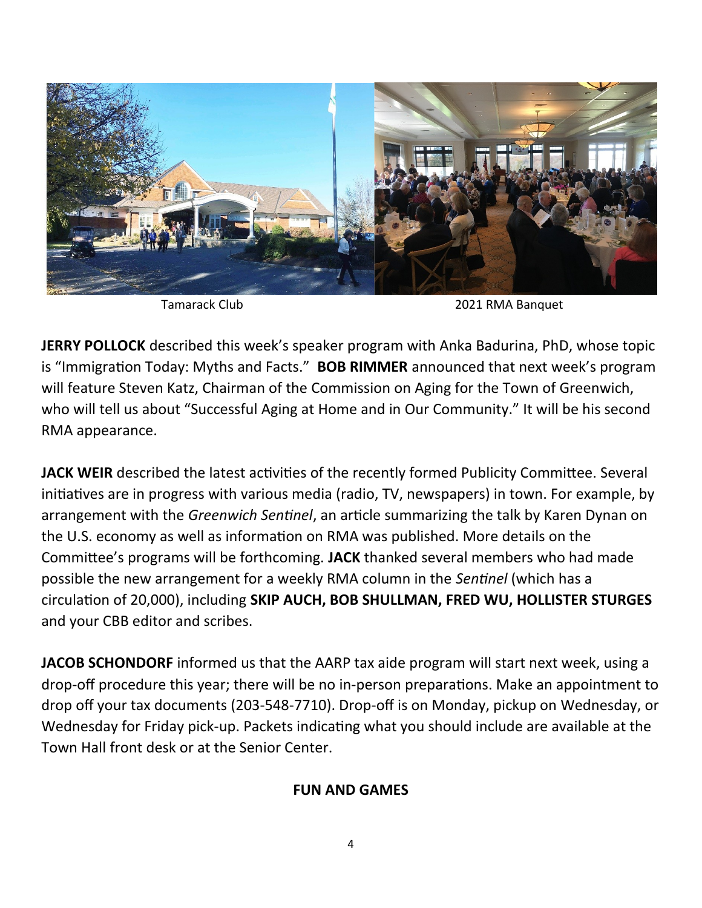Tamarack Club

2021 RMA Banquet

**JERRY POLLOCK** described this week's speaker program with Anka Badurina, PhD, whose topic is "Immigration Today: Myths and Facts." **BOB RIMMER** announced that next week's program will feature Steven Katz, Chairman of the Commission on Aging for the Town of Greenwich, who will tell us about "Successful Aging at Home and in Our Community." It will be his second RMA appearance.

**JACK WEIR** described the latest activities of the recently formed Publicity Committee. Several initiatives are in progress with various media (radio, TV, newspapers) in town. For example, by arrangement with the *Greenwich Sentinel*, an article summarizing the talk by Karen Dynan on the U.S. economy as well as information on RMA was published. More details on the Committee's programs will be forthcoming. **JACK** thanked several members who had made possible the new arrangement for a weekly RMA column in the *Sentinel* (which has a circulation of 20,000), including **SKIP AUCH, BOB SHULLMAN, FRED WU, HOLLISTER STURGES** and your CBB editor and scribes.

**JACOB SCHONDORF** informed us that the AARP tax aide program will start next week, using a drop-off procedure this year; there will be no in-person preparations. Make an appointment to drop off your tax documents (203-548-7710). Drop-off is on Monday, pickup on Wednesday, or Wednesday for Friday pick-up. Packets indicating what you should include are available at the Town Hall front desk or at the Senior Center.

## FUN AND GAMES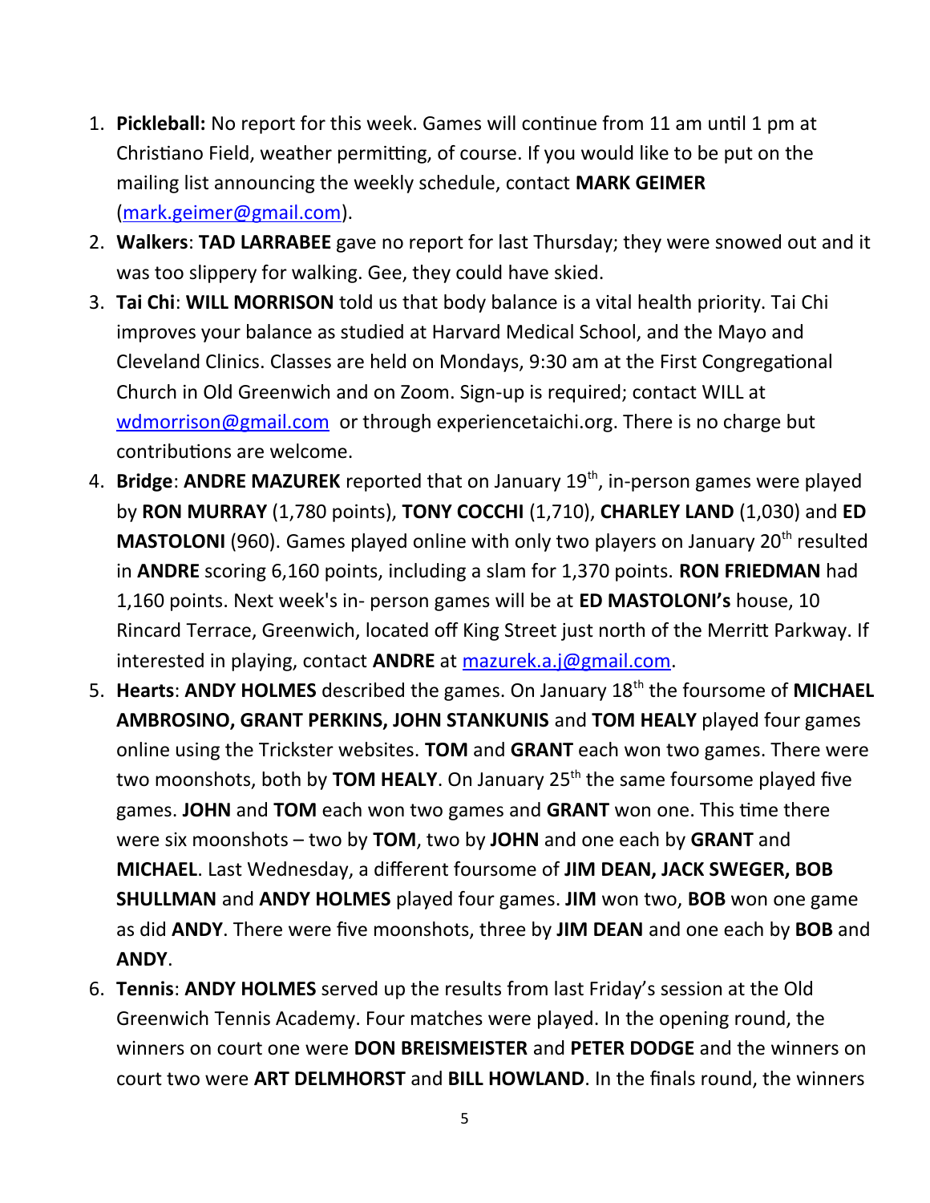1. **Pickleball:** No report for this week. Games will continue from 11 am until 1 pm at Christiano Field, weather permitting, of course. If you would like to be put on the mailing list announcing the weekly schedule, contact **MARK GEIMER** (mark.geimer@gmail.com).
2. **Walkers**: **TAD LARRABEE** gave no report for last Thursday; they were snowed out and it was too slippery for walking. Gee, they could have skied.
3. **Tai Chi**: **WILL MORRISON** told us that body balance is a vital health priority. Tai Chi improves your balance as studied at Harvard Medical School, and the Mayo and Cleveland Clinics. Classes are held on Mondays, 9:30 am at the First Congregational Church in Old Greenwich and on Zoom. Sign-up is required; contact WILL at wdmorrison@gmail.com or through experiencetaichi.org. There is no charge but contributions are welcome.
4. **Bridge**: **ANDRE MAZUREK** reported that on January 19th, in-person games were played by **RON MURRAY** (1,780 points), **TONY COCCHI** (1,710), **CHARLEY LAND** (1,030) and **ED MASTOLONI** (960). Games played online with only two players on January 20th resulted in **ANDRE** scoring 6,160 points, including a slam for 1,370 points. **RON FRIEDMAN** had 1,160 points. Next week's in- person games will be at **ED MASTOLONI's** house, 10 Rincard Terrace, Greenwich, located off King Street just north of the Merritt Parkway. If interested in playing, contact **ANDRE** at mazurek.a.j@gmail.com.
5. **Hearts**: **ANDY HOLMES** described the games. On January 18th the foursome of **MICHAEL AMBROSINO, GRANT PERKINS, JOHN STANKUNIS** and **TOM HEALY** played four games online using the Trickster websites. **TOM** and **GRANT** each won two games. There were two moonshots, both by **TOM HEALY**. On January 25th the same foursome played five games. **JOHN** and **TOM** each won two games and **GRANT** won one. This time there were six moonshots – two by **TOM**, two by **JOHN** and one each by **GRANT** and **MICHAEL**. Last Wednesday, a different foursome of **JIM DEAN, JACK SWEGER, BOB SHULLMAN** and **ANDY HOLMES** played four games. **JIM** won two, **BOB** won one game as did **ANDY**. There were five moonshots, three by **JIM DEAN** and one each by **BOB** and **ANDY**.
6. **Tennis**: **ANDY HOLMES** served up the results from last Friday's session at the Old Greenwich Tennis Academy. Four matches were played. In the opening round, the winners on court one were **DON BREISMEISTER** and **PETER DODGE** and the winners on court two were **ART DELMHORST** and **BILL HOWLAND**. In the finals round, the winners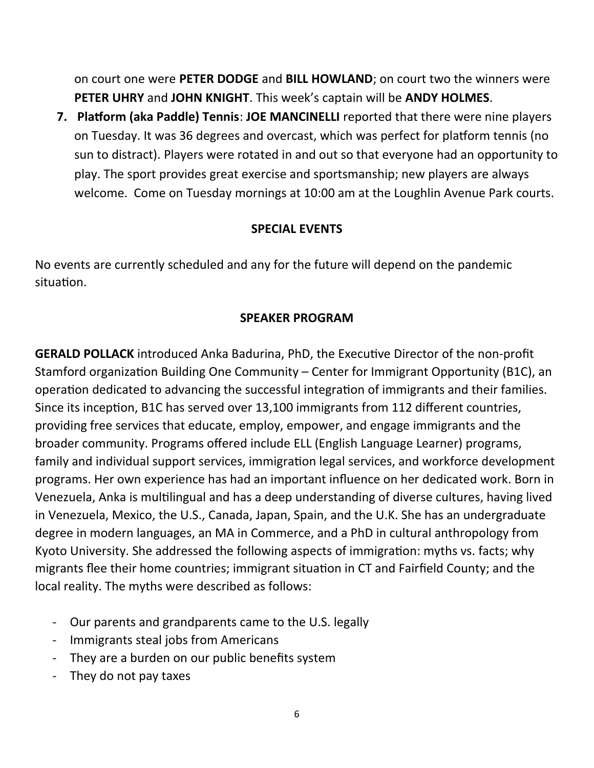on court one were **PETER DODGE** and **BILL HOWLAND**; on court two the winners were **PETER UHRY** and **JOHN KNIGHT**. This week's captain will be **ANDY HOLMES**.

7. **Platform (aka Paddle) Tennis**: **JOE MANCINELLI** reported that there were nine players on Tuesday. It was 36 degrees and overcast, which was perfect for platform tennis (no sun to distract). Players were rotated in and out so that everyone had an opportunity to play. The sport provides great exercise and sportsmanship; new players are always welcome. Come on Tuesday mornings at 10:00 am at the Loughlin Avenue Park courts.

## SPECIAL EVENTS

No events are currently scheduled and any for the future will depend on the pandemic situation.

## SPEAKER PROGRAM

**GERALD POLLACK** introduced Anka Badurina, PhD, the Executive Director of the non-profit Stamford organization Building One Community – Center for Immigrant Opportunity (B1C), an operation dedicated to advancing the successful integration of immigrants and their families. Since its inception, B1C has served over 13,100 immigrants from 112 different countries, providing free services that educate, employ, empower, and engage immigrants and the broader community. Programs offered include ELL (English Language Learner) programs, family and individual support services, immigration legal services, and workforce development programs. Her own experience has had an important influence on her dedicated work. Born in Venezuela, Anka is multilingual and has a deep understanding of diverse cultures, having lived in Venezuela, Mexico, the U.S., Canada, Japan, Spain, and the U.K. She has an undergraduate degree in modern languages, an MA in Commerce, and a PhD in cultural anthropology from Kyoto University. She addressed the following aspects of immigration: myths vs. facts; why migrants flee their home countries; immigrant situation in CT and Fairfield County; and the local reality. The myths were described as follows:

- Our parents and grandparents came to the U.S. legally
- Immigrants steal jobs from Americans
- They are a burden on our public benefits system
- They do not pay taxes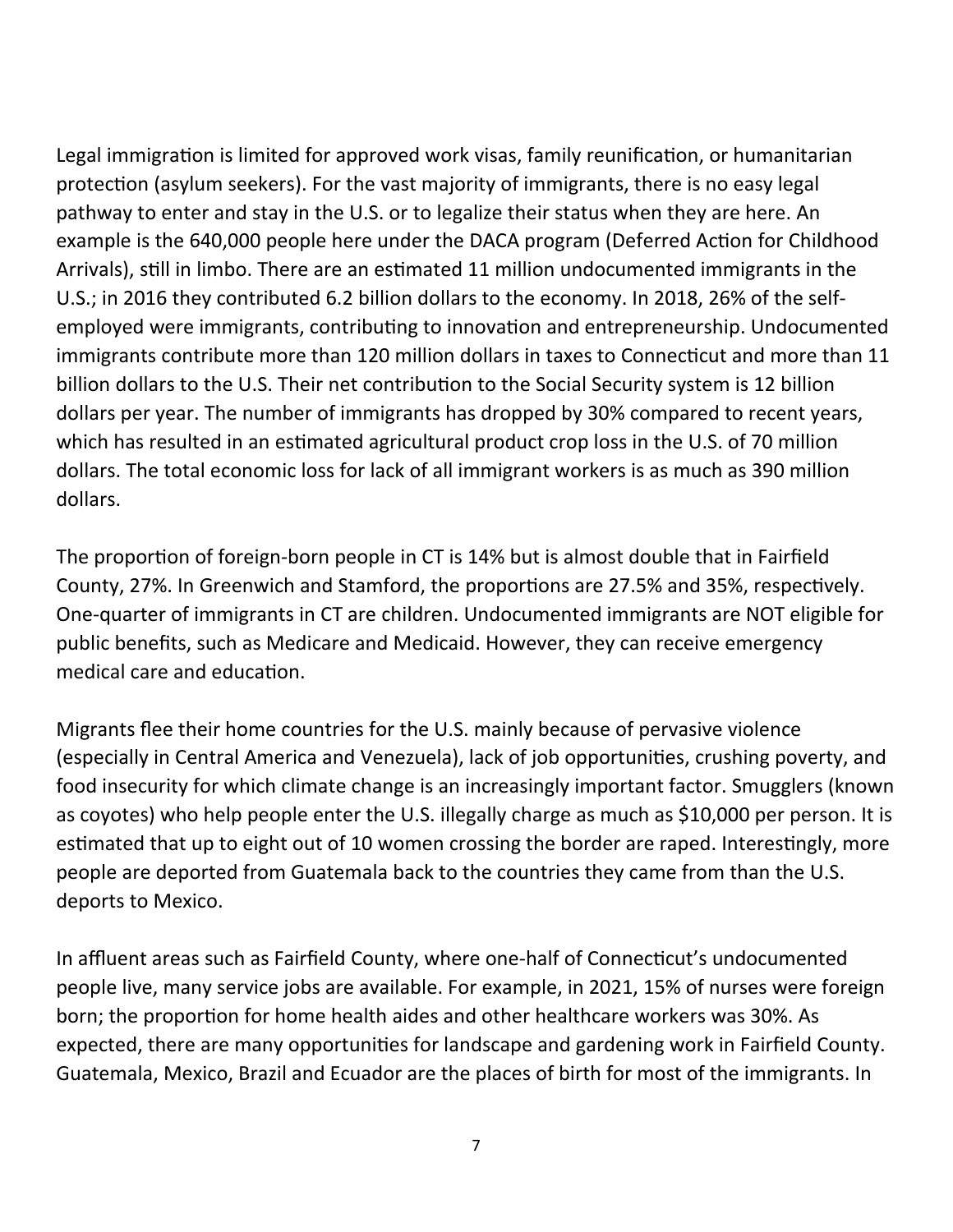Legal immigration is limited for approved work visas, family reunification, or humanitarian protection (asylum seekers). For the vast majority of immigrants, there is no easy legal pathway to enter and stay in the U.S. or to legalize their status when they are here. An example is the 640,000 people here under the DACA program (Deferred Action for Childhood Arrivals), still in limbo. There are an estimated 11 million undocumented immigrants in the U.S.; in 2016 they contributed 6.2 billion dollars to the economy. In 2018, 26% of the self-employed were immigrants, contributing to innovation and entrepreneurship. Undocumented immigrants contribute more than 120 million dollars in taxes to Connecticut and more than 11 billion dollars to the U.S. Their net contribution to the Social Security system is 12 billion dollars per year. The number of immigrants has dropped by 30% compared to recent years, which has resulted in an estimated agricultural product crop loss in the U.S. of 70 million dollars. The total economic loss for lack of all immigrant workers is as much as 390 million dollars.

The proportion of foreign-born people in CT is 14% but is almost double that in Fairfield County, 27%. In Greenwich and Stamford, the proportions are 27.5% and 35%, respectively. One-quarter of immigrants in CT are children. Undocumented immigrants are NOT eligible for public benefits, such as Medicare and Medicaid. However, they can receive emergency medical care and education.

Migrants flee their home countries for the U.S. mainly because of pervasive violence (especially in Central America and Venezuela), lack of job opportunities, crushing poverty, and food insecurity for which climate change is an increasingly important factor. Smugglers (known as coyotes) who help people enter the U.S. illegally charge as much as $10,000 per person. It is estimated that up to eight out of 10 women crossing the border are raped. Interestingly, more people are deported from Guatemala back to the countries they came from than the U.S. deports to Mexico.

In affluent areas such as Fairfield County, where one-half of Connecticut's undocumented people live, many service jobs are available. For example, in 2021, 15% of nurses were foreign born; the proportion for home health aides and other healthcare workers was 30%. As expected, there are many opportunities for landscape and gardening work in Fairfield County. Guatemala, Mexico, Brazil and Ecuador are the places of birth for most of the immigrants. In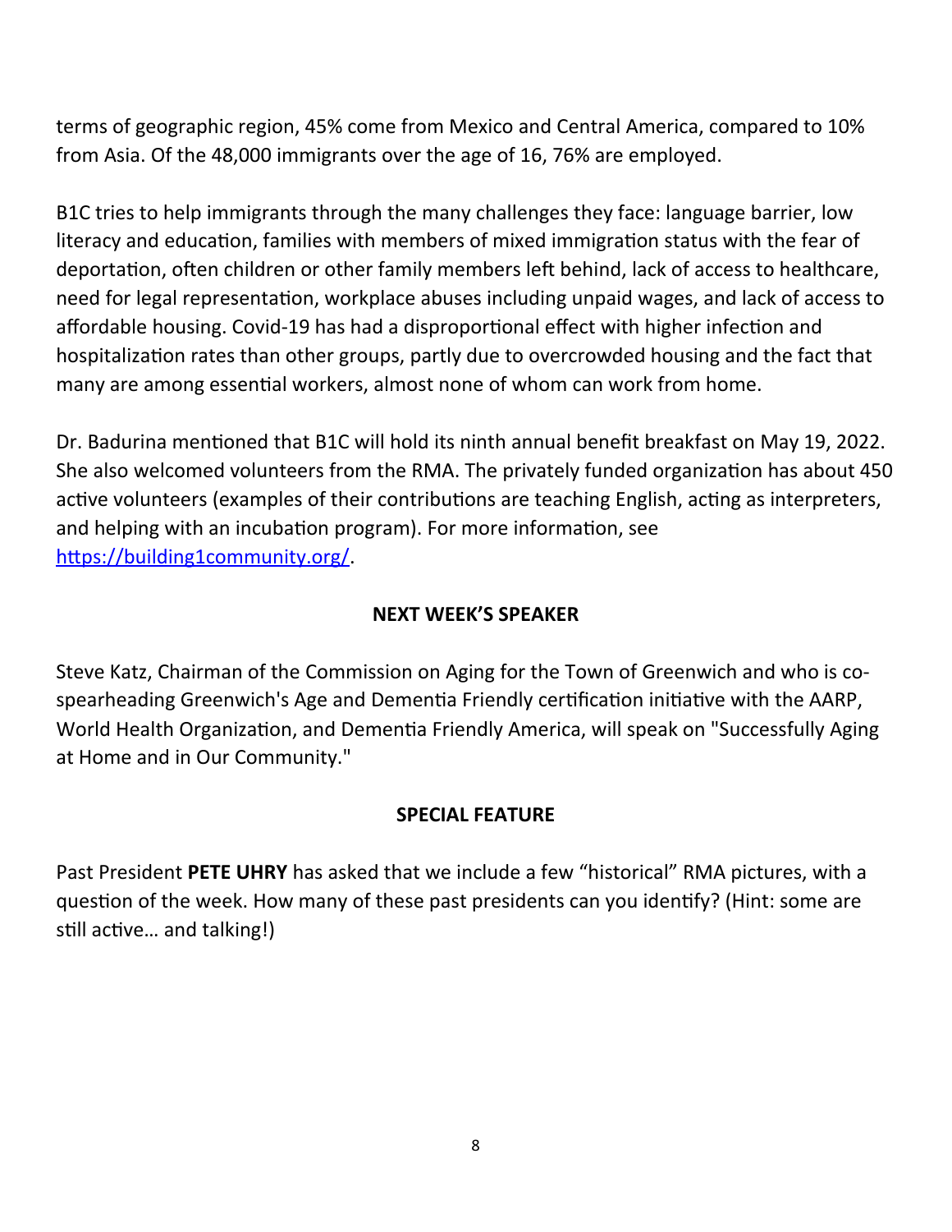terms of geographic region, 45% come from Mexico and Central America, compared to 10% from Asia. Of the 48,000 immigrants over the age of 16, 76% are employed.

B1C tries to help immigrants through the many challenges they face: language barrier, low literacy and education, families with members of mixed immigration status with the fear of deportation, often children or other family members left behind, lack of access to healthcare, need for legal representation, workplace abuses including unpaid wages, and lack of access to affordable housing. Covid-19 has had a disproportional effect with higher infection and hospitalization rates than other groups, partly due to overcrowded housing and the fact that many are among essential workers, almost none of whom can work from home.

Dr. Badurina mentioned that B1C will hold its ninth annual benefit breakfast on May 19, 2022. She also welcomed volunteers from the RMA. The privately funded organization has about 450 active volunteers (examples of their contributions are teaching English, acting as interpreters, and helping with an incubation program). For more information, see [https://building1community.org/](https://building1community.org/).

## NEXT WEEK'S SPEAKER

Steve Katz, Chairman of the Commission on Aging for the Town of Greenwich and who is co-spearheading Greenwich's Age and Dementia Friendly certification initiative with the AARP, World Health Organization, and Dementia Friendly America, will speak on "Successfully Aging at Home and in Our Community."

## SPECIAL FEATURE

Past President **PETE UHRY** has asked that we include a few "historical" RMA pictures, with a question of the week. How many of these past presidents can you identify? (Hint: some are still active… and talking!)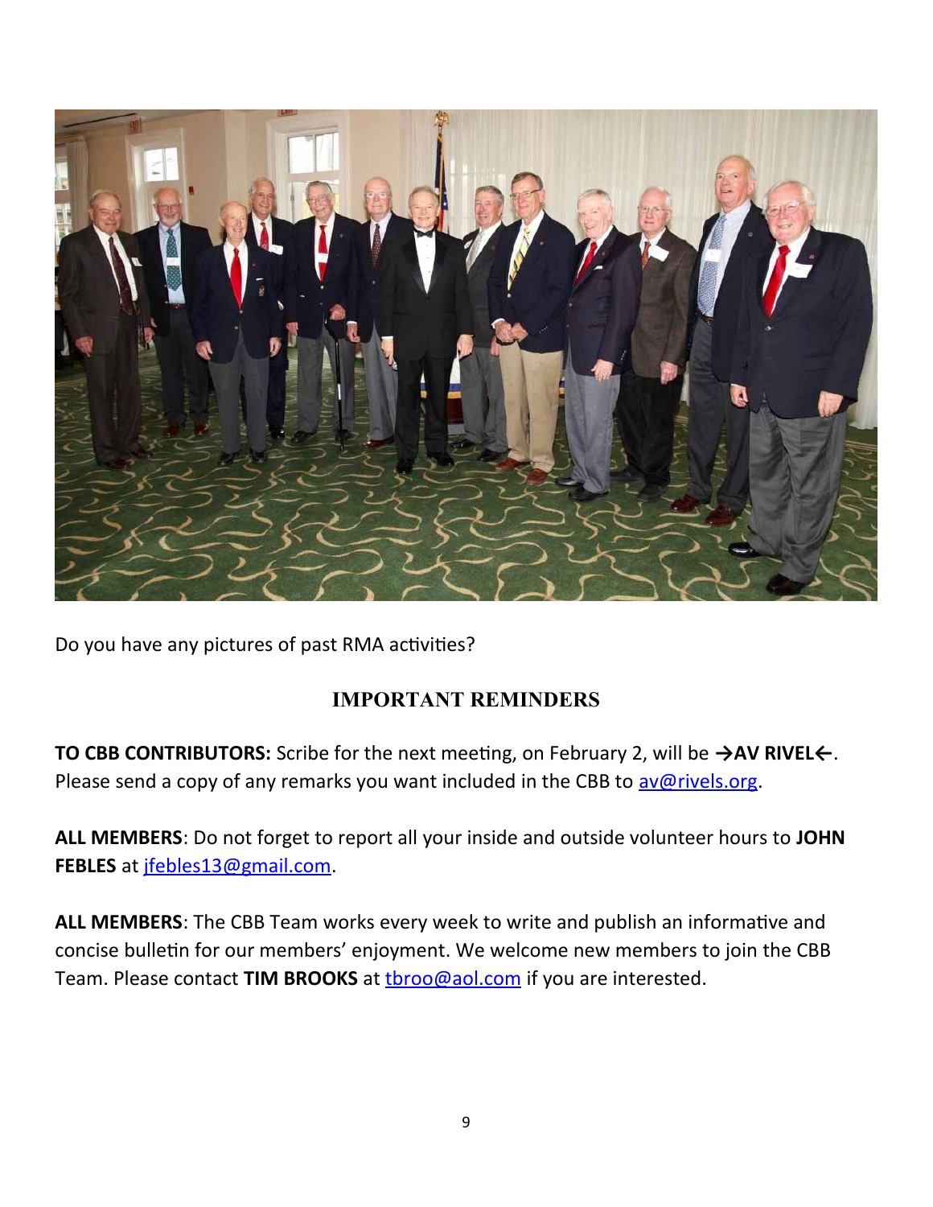Do you have any pictures of past RMA activities?

## IMPORTANT REMINDERS

**TO CBB CONTRIBUTORS:** Scribe for the next meeting, on February 2, will be **→AV RIVEL←**. Please send a copy of any remarks you want included in the CBB to av@rivels.org.

**ALL MEMBERS**: Do not forget to report all your inside and outside volunteer hours to **JOHN FEBLES** at jfebles13@gmail.com.

**ALL MEMBERS**: The CBB Team works every week to write and publish an informative and concise bulletin for our members' enjoyment. We welcome new members to join the CBB Team. Please contact **TIM BROOKS** at tbroo@aol.com if you are interested.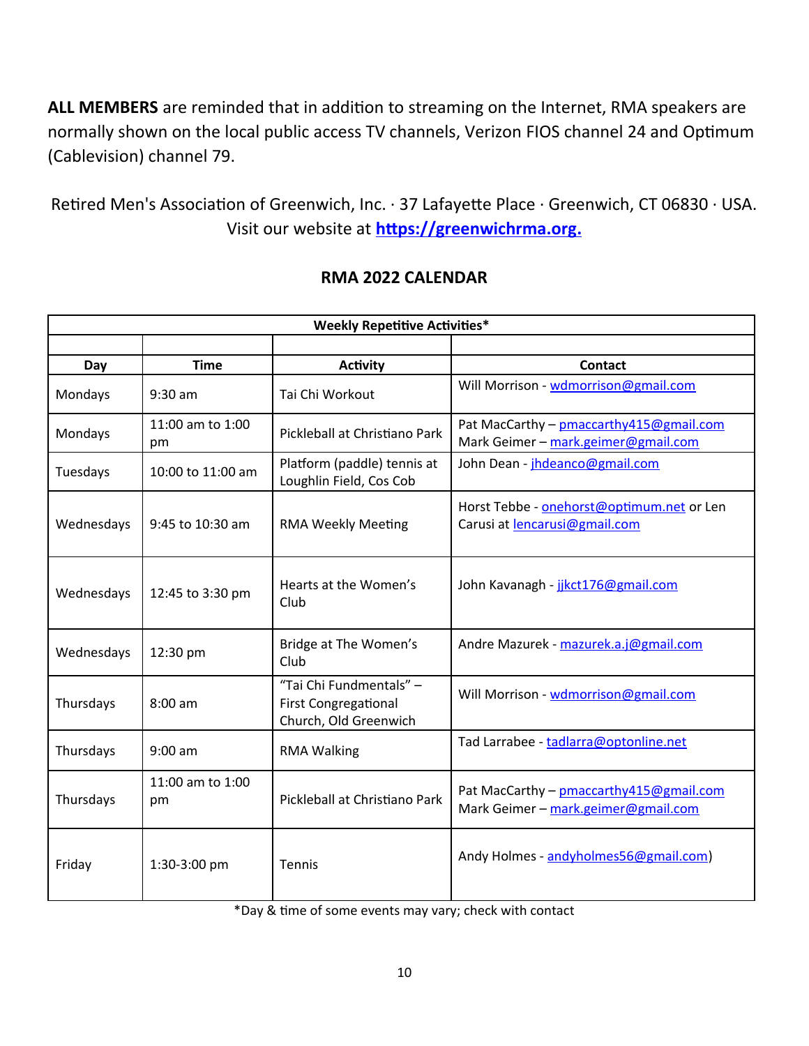**ALL MEMBERS** are reminded that in addition to streaming on the Internet, RMA speakers are normally shown on the local public access TV channels, Verizon FIOS channel 24 and Optimum (Cablevision) channel 79.

Retired Men's Association of Greenwich, Inc. · 37 Lafayette Place · Greenwich, CT 06830 · USA.
Visit our website at **https://greenwichrma.org.**

## RMA 2022 CALENDAR

| Weekly Repetitive Activities* | | | |
|---|---|---|---|
| | | | |
| **Day** | **Time** | **Activity** | **Contact** |
| Mondays | 9:30 am | Tai Chi Workout | Will Morrison - wdmorrison@gmail.com |
| Mondays | 11:00 am to 1:00 pm | Pickleball at Christiano Park | Pat MacCarthy – pmaccarthy415@gmail.com Mark Geimer – mark.geimer@gmail.com |
| Tuesdays | 10:00 to 11:00 am | Platform (paddle) tennis at Loughlin Field, Cos Cob | John Dean - jhdeanco@gmail.com |
| Wednesdays | 9:45 to 10:30 am | RMA Weekly Meeting | Horst Tebbe - onehorst@optimum.net or Len Carusi at lencarusi@gmail.com |
| Wednesdays | 12:45 to 3:30 pm | Hearts at the Women's Club | John Kavanagh - jjkct176@gmail.com |
| Wednesdays | 12:30 pm | Bridge at The Women's Club | Andre Mazurek - mazurek.a.j@gmail.com |
| Thursdays | 8:00 am | "Tai Chi Fundmentals" – First Congregational Church, Old Greenwich | Will Morrison - wdmorrison@gmail.com |
| Thursdays | 9:00 am | RMA Walking | Tad Larrabee - tadlarra@optonline.net |
| Thursdays | 11:00 am to 1:00 pm | Pickleball at Christiano Park | Pat MacCarthy – pmaccarthy415@gmail.com Mark Geimer – mark.geimer@gmail.com |
| Friday | 1:30-3:00 pm | Tennis | Andy Holmes - andyholmes56@gmail.com) |

*Day & time of some events may vary; check with contact